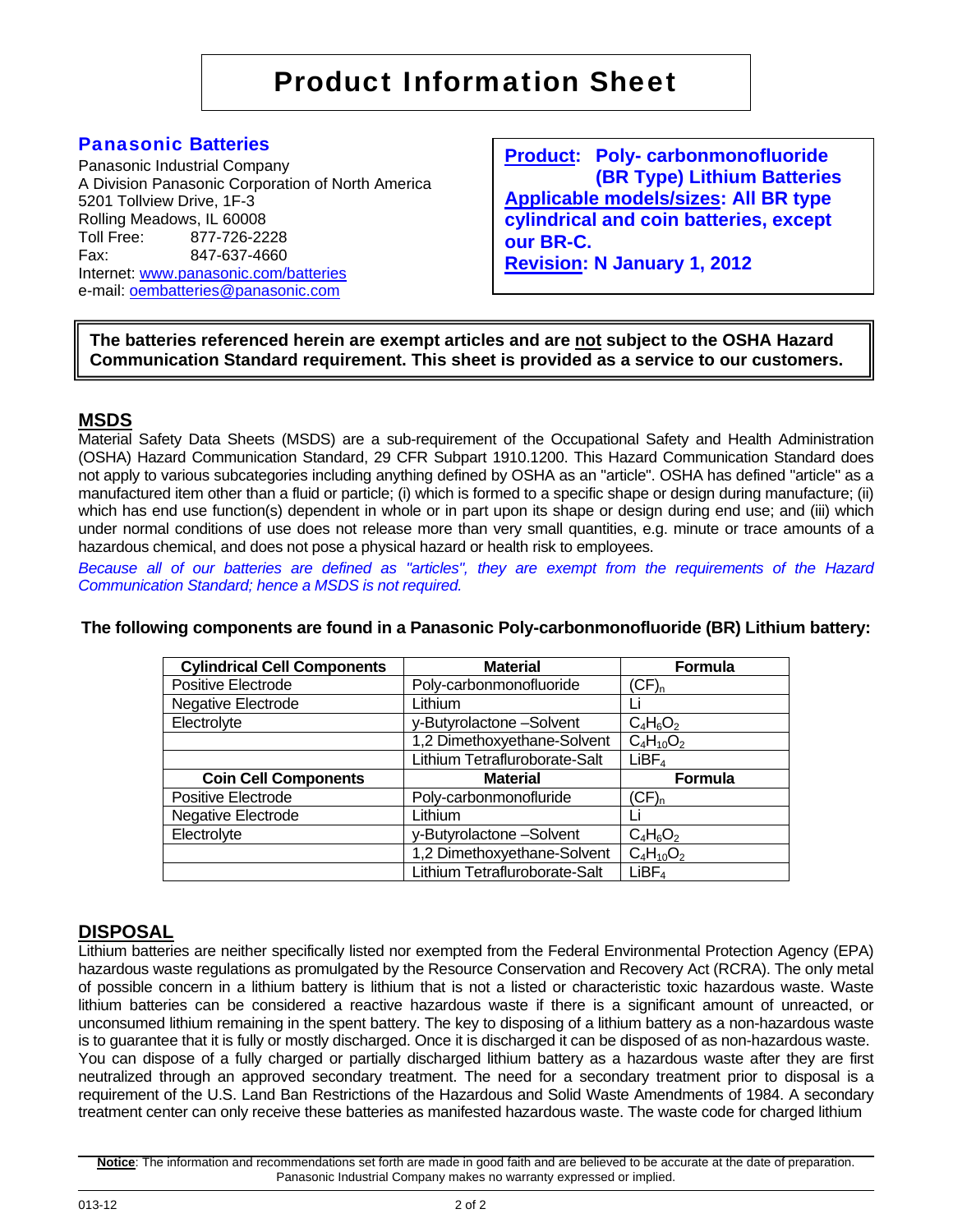# Product Information Sheet

## Panasonic Batteries

Panasonic Industrial Company
A Division Panasonic Corporation of North America
5201 Tollview Drive, 1F-3
Rolling Meadows, IL 60008
Toll Free: 877-726-2228
Fax: 847-637-4660
Internet: www.panasonic.com/batteries
e-mail: oembatteries@panasonic.com

**Product: Poly- carbonmonofluoride (BR Type) Lithium Batteries**
**Applicable models/sizes: All BR type cylindrical and coin batteries, except our BR-C.**
**Revision: N January 1, 2012**

**The batteries referenced herein are exempt articles and are not subject to the OSHA Hazard Communication Standard requirement. This sheet is provided as a service to our customers.**

## MSDS

Material Safety Data Sheets (MSDS) are a sub-requirement of the Occupational Safety and Health Administration (OSHA) Hazard Communication Standard, 29 CFR Subpart 1910.1200. This Hazard Communication Standard does not apply to various subcategories including anything defined by OSHA as an "article". OSHA has defined "article" as a manufactured item other than a fluid or particle; (i) which is formed to a specific shape or design during manufacture; (ii) which has end use function(s) dependent in whole or in part upon its shape or design during end use; and (iii) which under normal conditions of use does not release more than very small quantities, e.g. minute or trace amounts of a hazardous chemical, and does not pose a physical hazard or health risk to employees.

*Because all of our batteries are defined as "articles", they are exempt from the requirements of the Hazard Communication Standard; hence a MSDS is not required.*

**The following components are found in a Panasonic Poly-carbonmonofluoride (BR) Lithium battery:**

| Cylindrical Cell Components | Material | Formula |
|---|---|---|
| Positive Electrode | Poly-carbonmonofluoride | $(CF)_n$ |
| Negative Electrode | Lithium | Li |
| Electrolyte | y-Butyrolactone –Solvent | $C_4H_6O_2$ |
| | 1,2 Dimethoxyethane-Solvent | $C_4H_{10}O_2$ |
| | Lithium Tetrafluroborate-Salt | $LiBF_4$ |
| **Coin Cell Components** | **Material** | **Formula** |
| Positive Electrode | Poly-carbonmonoflur­ide | $(CF)_n$ |
| Negative Electrode | Lithium | Li |
| Electrolyte | y-Butyrolactone –Solvent | $C_4H_6O_2$ |
| | 1,2 Dimethoxyethane-Solvent | $C_4H_{10}O_2$ |
| | Lithium Tetrafluroborate-Salt | $LiBF_4$ |

## DISPOSAL

Lithium batteries are neither specifically listed nor exempted from the Federal Environmental Protection Agency (EPA) hazardous waste regulations as promulgated by the Resource Conservation and Recovery Act (RCRA). The only metal of possible concern in a lithium battery is lithium that is not a listed or characteristic toxic hazardous waste. Waste lithium batteries can be considered a reactive hazardous waste if there is a significant amount of unreacted, or unconsumed lithium remaining in the spent battery. The key to disposing of a lithium battery as a non-hazardous waste is to guarantee that it is fully or mostly discharged. Once it is discharged it can be disposed of as non-hazardous waste. You can dispose of a fully charged or partially discharged lithium battery as a hazardous waste after they are first neutralized through an approved secondary treatment. The need for a secondary treatment prior to disposal is a requirement of the U.S. Land Ban Restrictions of the Hazardous and Solid Waste Amendments of 1984. A secondary treatment center can only receive these batteries as manifested hazardous waste. The waste code for charged lithium

**Notice**: The information and recommendations set forth are made in good faith and are believed to be accurate at the date of preparation. Panasonic Industrial Company makes no warranty expressed or implied.

013-12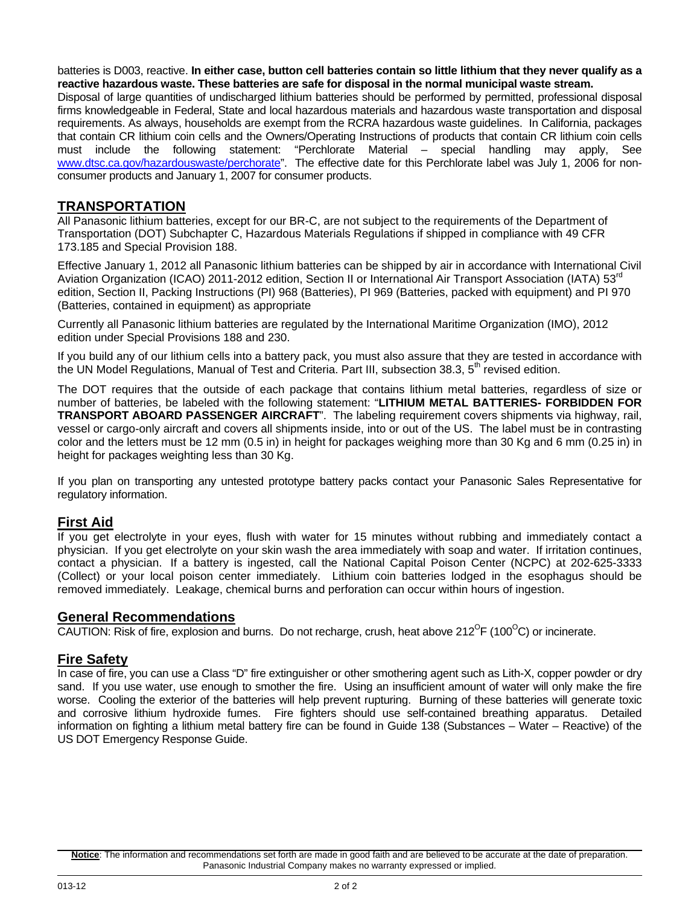batteries is D003, reactive. **In either case, button cell batteries contain so little lithium that they never qualify as a reactive hazardous waste. These batteries are safe for disposal in the normal municipal waste stream.**

Disposal of large quantities of undischarged lithium batteries should be performed by permitted, professional disposal firms knowledgeable in Federal, State and local hazardous materials and hazardous waste transportation and disposal requirements. As always, households are exempt from the RCRA hazardous waste guidelines. In California, packages that contain CR lithium coin cells and the Owners/Operating Instructions of products that contain CR lithium coin cells must include the following statement: "Perchlorate Material – special handling may apply, See www.dtsc.ca.gov/hazardouswaste/perchorate". The effective date for this Perchlorate label was July 1, 2006 for non-consumer products and January 1, 2007 for consumer products.

## TRANSPORTATION

All Panasonic lithium batteries, except for our BR-C, are not subject to the requirements of the Department of Transportation (DOT) Subchapter C, Hazardous Materials Regulations if shipped in compliance with 49 CFR 173.185 and Special Provision 188.

Effective January 1, 2012 all Panasonic lithium batteries can be shipped by air in accordance with International Civil Aviation Organization (ICAO) 2011-2012 edition, Section II or International Air Transport Association (IATA) 53rd edition, Section II, Packing Instructions (PI) 968 (Batteries), PI 969 (Batteries, packed with equipment) and PI 970 (Batteries, contained in equipment) as appropriate

Currently all Panasonic lithium batteries are regulated by the International Maritime Organization (IMO), 2012 edition under Special Provisions 188 and 230.

If you build any of our lithium cells into a battery pack, you must also assure that they are tested in accordance with the UN Model Regulations, Manual of Test and Criteria. Part III, subsection 38.3, 5th revised edition.

The DOT requires that the outside of each package that contains lithium metal batteries, regardless of size or number of batteries, be labeled with the following statement: "**LITHIUM METAL BATTERIES- FORBIDDEN FOR TRANSPORT ABOARD PASSENGER AIRCRAFT**". The labeling requirement covers shipments via highway, rail, vessel or cargo-only aircraft and covers all shipments inside, into or out of the US. The label must be in contrasting color and the letters must be 12 mm (0.5 in) in height for packages weighing more than 30 Kg and 6 mm (0.25 in) in height for packages weighting less than 30 Kg.

If you plan on transporting any untested prototype battery packs contact your Panasonic Sales Representative for regulatory information.

## First Aid

If you get electrolyte in your eyes, flush with water for 15 minutes without rubbing and immediately contact a physician. If you get electrolyte on your skin wash the area immediately with soap and water. If irritation continues, contact a physician. If a battery is ingested, call the National Capital Poison Center (NCPC) at 202-625-3333 (Collect) or your local poison center immediately. Lithium coin batteries lodged in the esophagus should be removed immediately. Leakage, chemical burns and perforation can occur within hours of ingestion.

## General Recommendations

CAUTION: Risk of fire, explosion and burns. Do not recharge, crush, heat above 212$^{O}$F (100$^{O}$C) or incinerate.

## Fire Safety

In case of fire, you can use a Class "D" fire extinguisher or other smothering agent such as Lith-X, copper powder or dry sand. If you use water, use enough to smother the fire. Using an insufficient amount of water will only make the fire worse. Cooling the exterior of the batteries will help prevent rupturing. Burning of these batteries will generate toxic and corrosive lithium hydroxide fumes. Fire fighters should use self-contained breathing apparatus. Detailed information on fighting a lithium metal battery fire can be found in Guide 138 (Substances – Water – Reactive) of the US DOT Emergency Response Guide.

**Notice**: The information and recommendations set forth are made in good faith and are believed to be accurate at the date of preparation. Panasonic Industrial Company makes no warranty expressed or implied.

013-12